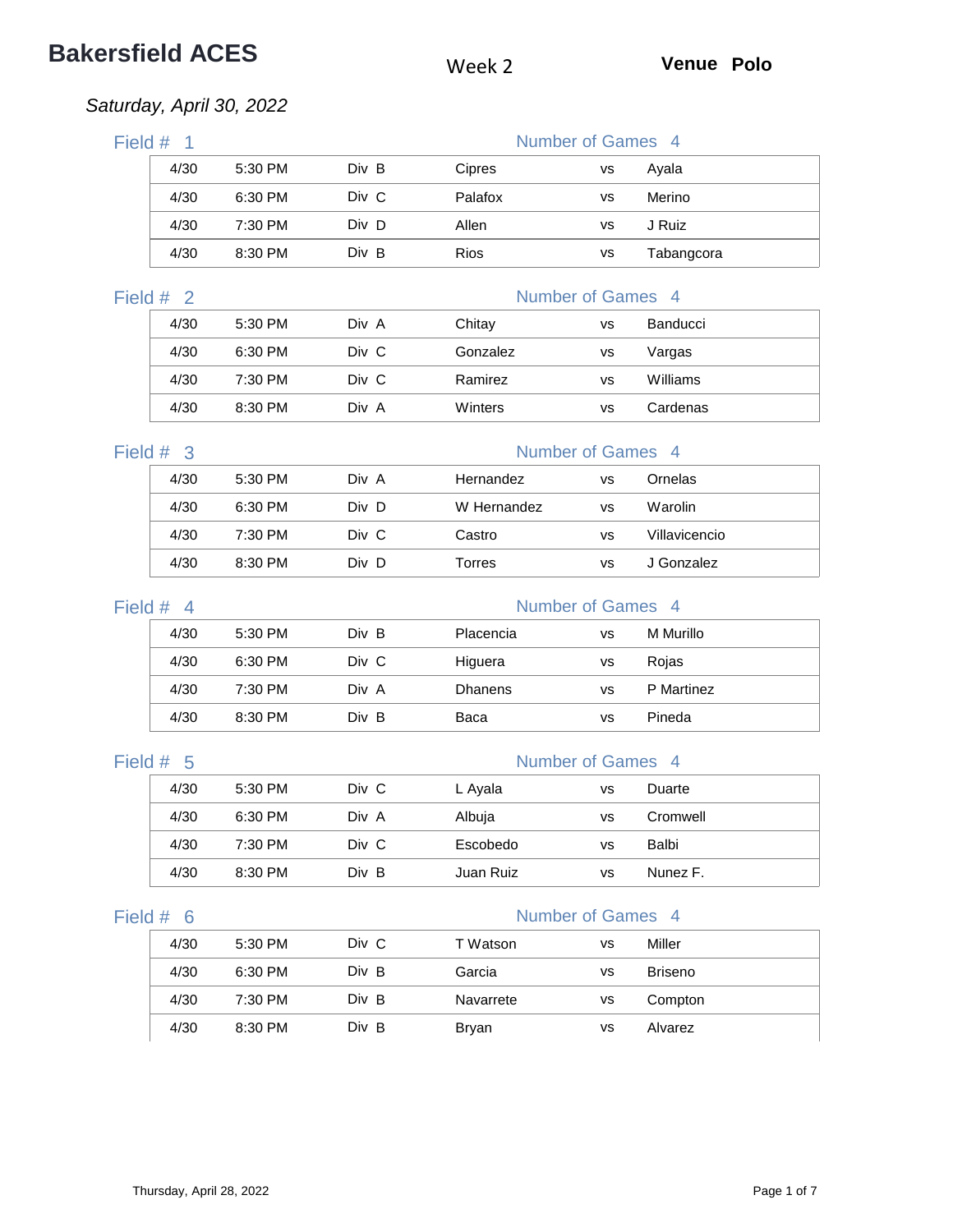# Bakersfield ACES

Week 2

**Venue Polo**

*Saturday, April 30, 2022*

## Field # 1

Number of Games 4

| Date | Time | Div | Team | | Team |
|---|---|---|---|---|---|
| 4/30 | 5:30 PM | Div B | Cipres | vs | Ayala |
| 4/30 | 6:30 PM | Div C | Palafox | vs | Merino |
| 4/30 | 7:30 PM | Div D | Allen | vs | J Ruiz |
| 4/30 | 8:30 PM | Div B | Rios | vs | Tabangcora |

## Field # 2

Number of Games 4

| Date | Time | Div | Team | | Team |
|---|---|---|---|---|---|
| 4/30 | 5:30 PM | Div A | Chitay | vs | Banducci |
| 4/30 | 6:30 PM | Div C | Gonzalez | vs | Vargas |
| 4/30 | 7:30 PM | Div C | Ramirez | vs | Williams |
| 4/30 | 8:30 PM | Div A | Winters | vs | Cardenas |

## Field # 3

Number of Games 4

| Date | Time | Div | Team | | Team |
|---|---|---|---|---|---|
| 4/30 | 5:30 PM | Div A | Hernandez | vs | Ornelas |
| 4/30 | 6:30 PM | Div D | W Hernandez | vs | Warolin |
| 4/30 | 7:30 PM | Div C | Castro | vs | Villavicencio |
| 4/30 | 8:30 PM | Div D | Torres | vs | J Gonzalez |

## Field # 4

Number of Games 4

| Date | Time | Div | Team | | Team |
|---|---|---|---|---|---|
| 4/30 | 5:30 PM | Div B | Placencia | vs | M Murillo |
| 4/30 | 6:30 PM | Div C | Higuera | vs | Rojas |
| 4/30 | 7:30 PM | Div A | Dhanens | vs | P Martinez |
| 4/30 | 8:30 PM | Div B | Baca | vs | Pineda |

## Field # 5

Number of Games 4

| Date | Time | Div | Team | | Team |
|---|---|---|---|---|---|
| 4/30 | 5:30 PM | Div C | L Ayala | vs | Duarte |
| 4/30 | 6:30 PM | Div A | Albuja | vs | Cromwell |
| 4/30 | 7:30 PM | Div C | Escobedo | vs | Balbi |
| 4/30 | 8:30 PM | Div B | Juan Ruiz | vs | Nunez F. |

## Field # 6

Number of Games 4

| Date | Time | Div | Team | | Team |
|---|---|---|---|---|---|
| 4/30 | 5:30 PM | Div C | T Watson | vs | Miller |
| 4/30 | 6:30 PM | Div B | Garcia | vs | Briseno |
| 4/30 | 7:30 PM | Div B | Navarrete | vs | Compton |
| 4/30 | 8:30 PM | Div B | Bryan | vs | Alvarez |

Thursday, April 28, 2022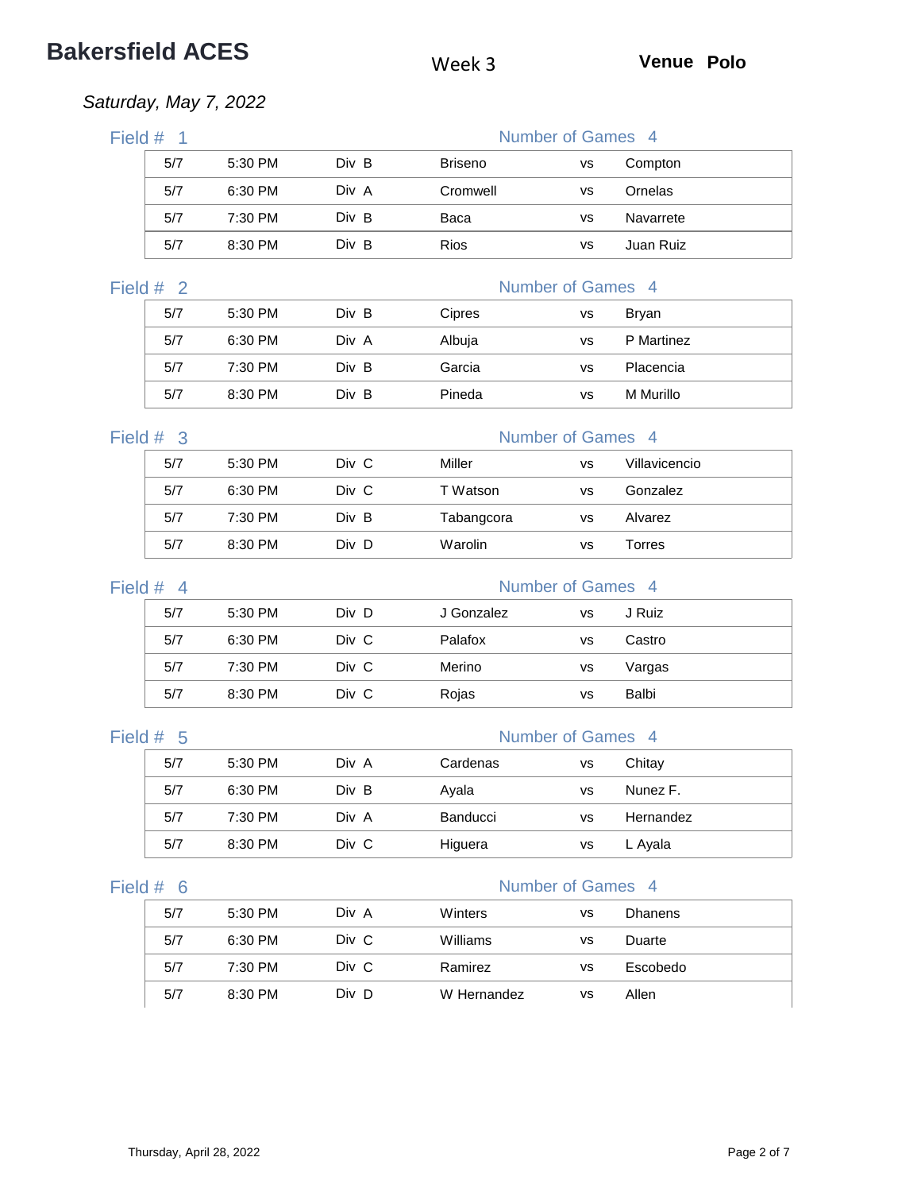# Bakersfield ACES

Week 3

**Venue Polo**

*Saturday, May 7, 2022*

## Field # 1

Number of Games 4

| Date | Time | Division | Team | | Team |
|---|---|---|---|---|---|
| 5/7 | 5:30 PM | Div B | Briseno | vs | Compton |
| 5/7 | 6:30 PM | Div A | Cromwell | vs | Ornelas |
| 5/7 | 7:30 PM | Div B | Baca | vs | Navarrete |
| 5/7 | 8:30 PM | Div B | Rios | vs | Juan Ruiz |

## Field # 2

Number of Games 4

| Date | Time | Division | Team | | Team |
|---|---|---|---|---|---|
| 5/7 | 5:30 PM | Div B | Cipres | vs | Bryan |
| 5/7 | 6:30 PM | Div A | Albuja | vs | P Martinez |
| 5/7 | 7:30 PM | Div B | Garcia | vs | Placencia |
| 5/7 | 8:30 PM | Div B | Pineda | vs | M Murillo |

## Field # 3

Number of Games 4

| Date | Time | Division | Team | | Team |
|---|---|---|---|---|---|
| 5/7 | 5:30 PM | Div C | Miller | vs | Villavicencio |
| 5/7 | 6:30 PM | Div C | T Watson | vs | Gonzalez |
| 5/7 | 7:30 PM | Div B | Tabangcora | vs | Alvarez |
| 5/7 | 8:30 PM | Div D | Warolin | vs | Torres |

## Field # 4

Number of Games 4

| Date | Time | Division | Team | | Team |
|---|---|---|---|---|---|
| 5/7 | 5:30 PM | Div D | J Gonzalez | vs | J Ruiz |
| 5/7 | 6:30 PM | Div C | Palafox | vs | Castro |
| 5/7 | 7:30 PM | Div C | Merino | vs | Vargas |
| 5/7 | 8:30 PM | Div C | Rojas | vs | Balbi |

## Field # 5

Number of Games 4

| Date | Time | Division | Team | | Team |
|---|---|---|---|---|---|
| 5/7 | 5:30 PM | Div A | Cardenas | vs | Chitay |
| 5/7 | 6:30 PM | Div B | Ayala | vs | Nunez F. |
| 5/7 | 7:30 PM | Div A | Banducci | vs | Hernandez |
| 5/7 | 8:30 PM | Div C | Higuera | vs | L Ayala |

## Field # 6

Number of Games 4

| Date | Time | Division | Team | | Team |
|---|---|---|---|---|---|
| 5/7 | 5:30 PM | Div A | Winters | vs | Dhanens |
| 5/7 | 6:30 PM | Div C | Williams | vs | Duarte |
| 5/7 | 7:30 PM | Div C | Ramirez | vs | Escobedo |
| 5/7 | 8:30 PM | Div D | W Hernandez | vs | Allen |

Thursday, April 28, 2022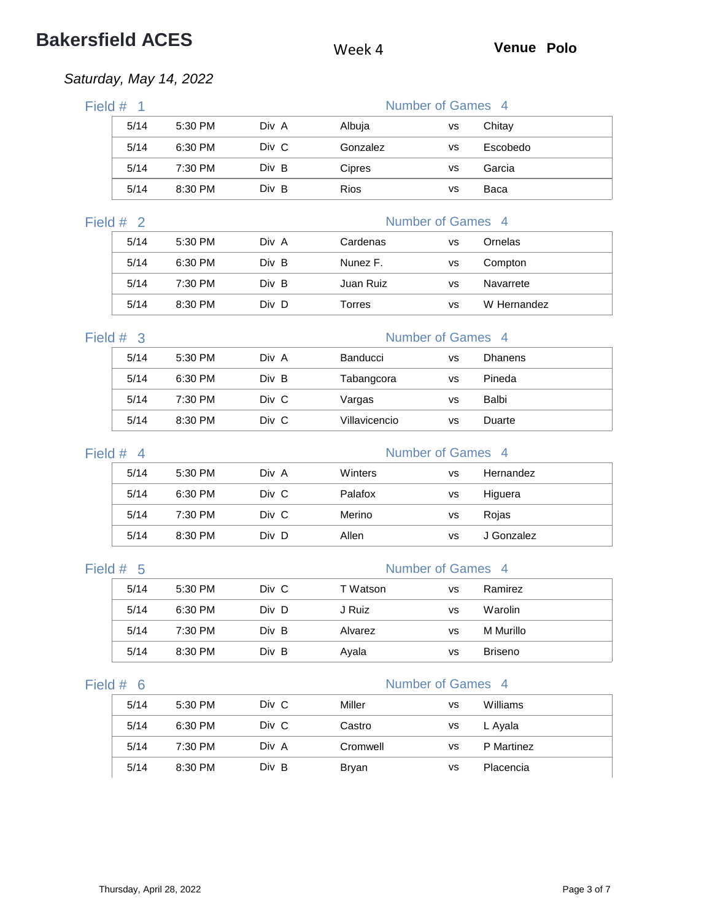# Bakersfield ACES

Week 4

**Venue Polo**

*Saturday, May 14, 2022*

## Field # 1

Number of Games 4

| Date | Time | Division | Team | | Team |
|---|---|---|---|---|---|
| 5/14 | 5:30 PM | Div A | Albuja | vs | Chitay |
| 5/14 | 6:30 PM | Div C | Gonzalez | vs | Escobedo |
| 5/14 | 7:30 PM | Div B | Cipres | vs | Garcia |
| 5/14 | 8:30 PM | Div B | Rios | vs | Baca |

## Field # 2

Number of Games 4

| Date | Time | Division | Team | | Team |
|---|---|---|---|---|---|
| 5/14 | 5:30 PM | Div A | Cardenas | vs | Ornelas |
| 5/14 | 6:30 PM | Div B | Nunez F. | vs | Compton |
| 5/14 | 7:30 PM | Div B | Juan Ruiz | vs | Navarrete |
| 5/14 | 8:30 PM | Div D | Torres | vs | W Hernandez |

## Field # 3

Number of Games 4

| Date | Time | Division | Team | | Team |
|---|---|---|---|---|---|
| 5/14 | 5:30 PM | Div A | Banducci | vs | Dhanens |
| 5/14 | 6:30 PM | Div B | Tabangcora | vs | Pineda |
| 5/14 | 7:30 PM | Div C | Vargas | vs | Balbi |
| 5/14 | 8:30 PM | Div C | Villavicencio | vs | Duarte |

## Field # 4

Number of Games 4

| Date | Time | Division | Team | | Team |
|---|---|---|---|---|---|
| 5/14 | 5:30 PM | Div A | Winters | vs | Hernandez |
| 5/14 | 6:30 PM | Div C | Palafox | vs | Higuera |
| 5/14 | 7:30 PM | Div C | Merino | vs | Rojas |
| 5/14 | 8:30 PM | Div D | Allen | vs | J Gonzalez |

## Field # 5

Number of Games 4

| Date | Time | Division | Team | | Team |
|---|---|---|---|---|---|
| 5/14 | 5:30 PM | Div C | T Watson | vs | Ramirez |
| 5/14 | 6:30 PM | Div D | J Ruiz | vs | Warolin |
| 5/14 | 7:30 PM | Div B | Alvarez | vs | M Murillo |
| 5/14 | 8:30 PM | Div B | Ayala | vs | Briseno |

## Field # 6

Number of Games 4

| Date | Time | Division | Team | | Team |
|---|---|---|---|---|---|
| 5/14 | 5:30 PM | Div C | Miller | vs | Williams |
| 5/14 | 6:30 PM | Div C | Castro | vs | L Ayala |
| 5/14 | 7:30 PM | Div A | Cromwell | vs | P Martinez |
| 5/14 | 8:30 PM | Div B | Bryan | vs | Placencia |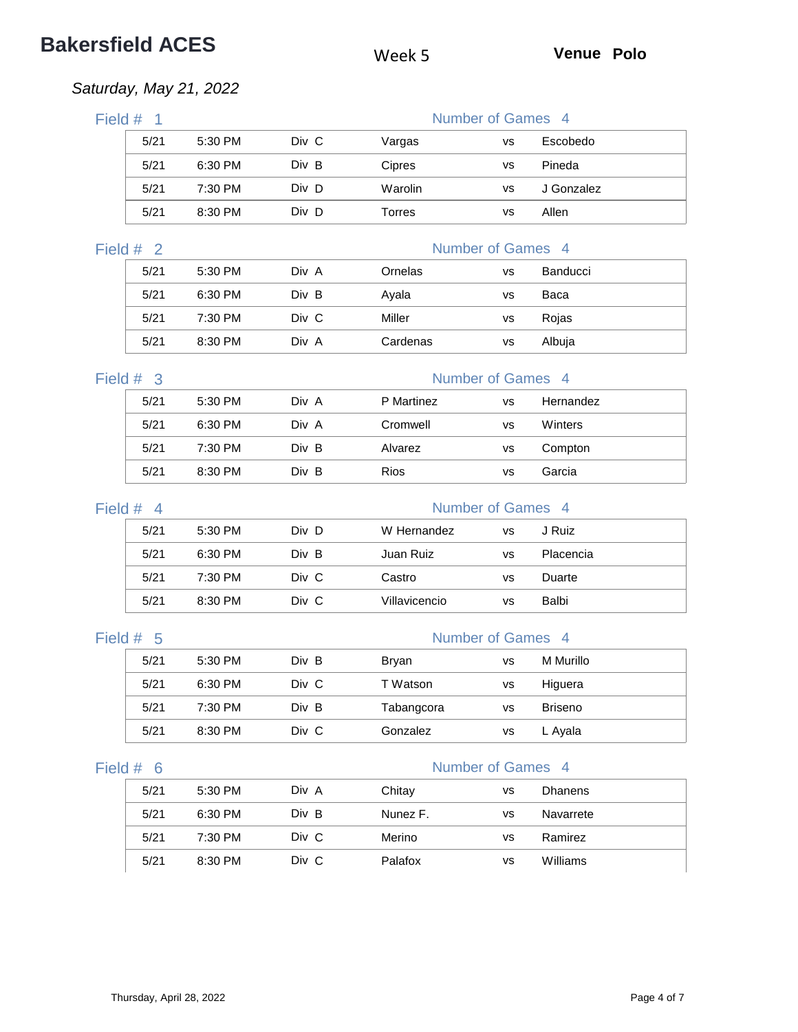# Bakersfield ACES

Week 5

**Venue Polo**

*Saturday, May 21, 2022*

## Field # 1

Number of Games 4

| Date | Time | Div | Team | | Team |
|---|---|---|---|---|---|
| 5/21 | 5:30 PM | Div C | Vargas | vs | Escobedo |
| 5/21 | 6:30 PM | Div B | Cipres | vs | Pineda |
| 5/21 | 7:30 PM | Div D | Warolin | vs | J Gonzalez |
| 5/21 | 8:30 PM | Div D | Torres | vs | Allen |

## Field # 2

Number of Games 4

| Date | Time | Div | Team | | Team |
|---|---|---|---|---|---|
| 5/21 | 5:30 PM | Div A | Ornelas | vs | Banducci |
| 5/21 | 6:30 PM | Div B | Ayala | vs | Baca |
| 5/21 | 7:30 PM | Div C | Miller | vs | Rojas |
| 5/21 | 8:30 PM | Div A | Cardenas | vs | Albuja |

## Field # 3

Number of Games 4

| Date | Time | Div | Team | | Team |
|---|---|---|---|---|---|
| 5/21 | 5:30 PM | Div A | P Martinez | vs | Hernandez |
| 5/21 | 6:30 PM | Div A | Cromwell | vs | Winters |
| 5/21 | 7:30 PM | Div B | Alvarez | vs | Compton |
| 5/21 | 8:30 PM | Div B | Rios | vs | Garcia |

## Field # 4

Number of Games 4

| Date | Time | Div | Team | | Team |
|---|---|---|---|---|---|
| 5/21 | 5:30 PM | Div D | W Hernandez | vs | J Ruiz |
| 5/21 | 6:30 PM | Div B | Juan Ruiz | vs | Placencia |
| 5/21 | 7:30 PM | Div C | Castro | vs | Duarte |
| 5/21 | 8:30 PM | Div C | Villavicencio | vs | Balbi |

## Field # 5

Number of Games 4

| Date | Time | Div | Team | | Team |
|---|---|---|---|---|---|
| 5/21 | 5:30 PM | Div B | Bryan | vs | M Murillo |
| 5/21 | 6:30 PM | Div C | T Watson | vs | Higuera |
| 5/21 | 7:30 PM | Div B | Tabangcora | vs | Briseno |
| 5/21 | 8:30 PM | Div C | Gonzalez | vs | L Ayala |

## Field # 6

Number of Games 4

| Date | Time | Div | Team | | Team |
|---|---|---|---|---|---|
| 5/21 | 5:30 PM | Div A | Chitay | vs | Dhanens |
| 5/21 | 6:30 PM | Div B | Nunez F. | vs | Navarrete |
| 5/21 | 7:30 PM | Div C | Merino | vs | Ramirez |
| 5/21 | 8:30 PM | Div C | Palafox | vs | Williams |

Thursday, April 28, 2022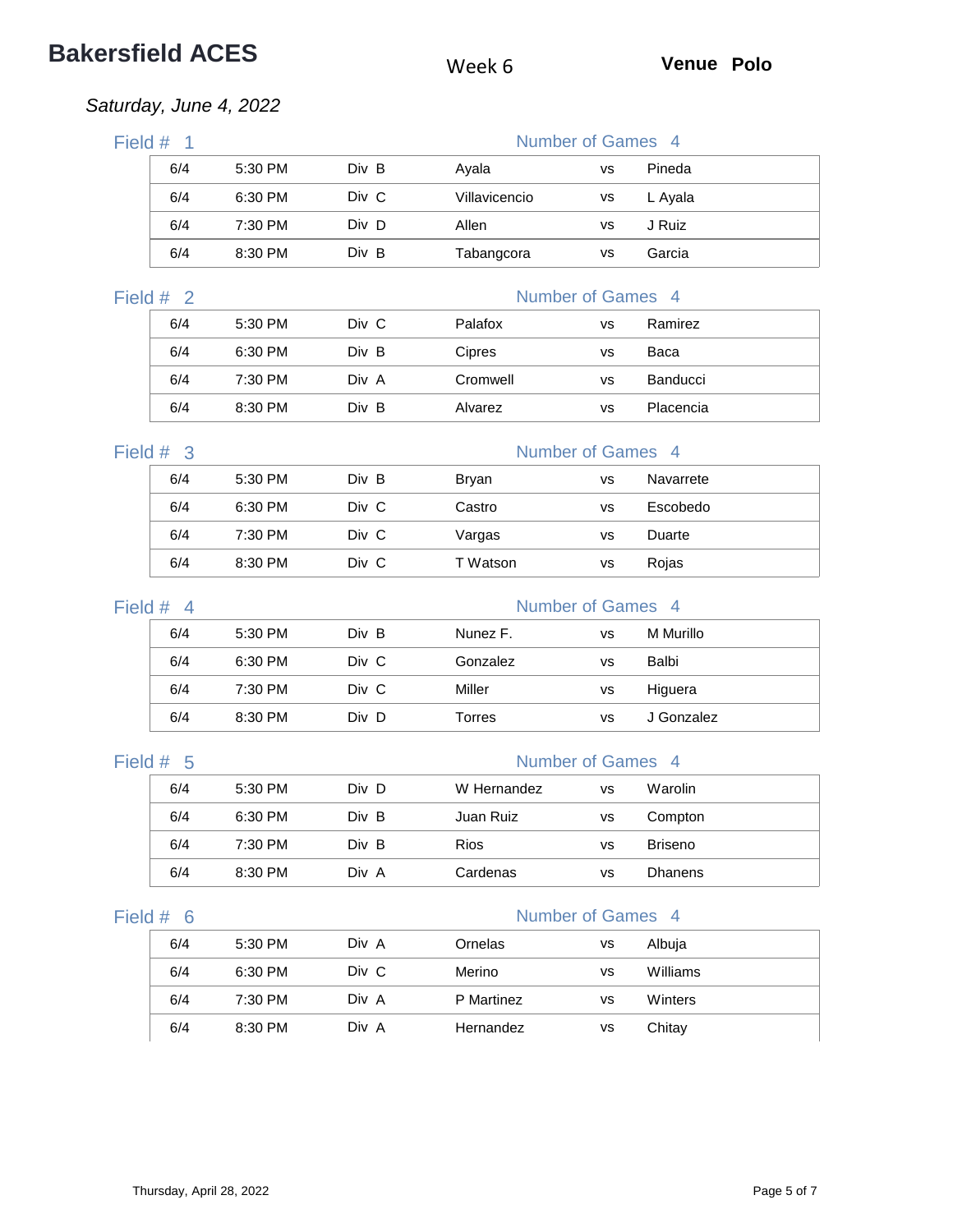# Bakersfield ACES

Week 6

**Venue Polo**

*Saturday, June 4, 2022*

## Field # 1

Number of Games 4

| Date | Time | Division | Team | | Team |
|---|---|---|---|---|---|
| 6/4 | 5:30 PM | Div B | Ayala | vs | Pineda |
| 6/4 | 6:30 PM | Div C | Villavicencio | vs | L Ayala |
| 6/4 | 7:30 PM | Div D | Allen | vs | J Ruiz |
| 6/4 | 8:30 PM | Div B | Tabangcora | vs | Garcia |

## Field # 2

Number of Games 4

| Date | Time | Division | Team | | Team |
|---|---|---|---|---|---|
| 6/4 | 5:30 PM | Div C | Palafox | vs | Ramirez |
| 6/4 | 6:30 PM | Div B | Cipres | vs | Baca |
| 6/4 | 7:30 PM | Div A | Cromwell | vs | Banducci |
| 6/4 | 8:30 PM | Div B | Alvarez | vs | Placencia |

## Field # 3

Number of Games 4

| Date | Time | Division | Team | | Team |
|---|---|---|---|---|---|
| 6/4 | 5:30 PM | Div B | Bryan | vs | Navarrete |
| 6/4 | 6:30 PM | Div C | Castro | vs | Escobedo |
| 6/4 | 7:30 PM | Div C | Vargas | vs | Duarte |
| 6/4 | 8:30 PM | Div C | T Watson | vs | Rojas |

## Field # 4

Number of Games 4

| Date | Time | Division | Team | | Team |
|---|---|---|---|---|---|
| 6/4 | 5:30 PM | Div B | Nunez F. | vs | M Murillo |
| 6/4 | 6:30 PM | Div C | Gonzalez | vs | Balbi |
| 6/4 | 7:30 PM | Div C | Miller | vs | Higuera |
| 6/4 | 8:30 PM | Div D | Torres | vs | J Gonzalez |

## Field # 5

Number of Games 4

| Date | Time | Division | Team | | Team |
|---|---|---|---|---|---|
| 6/4 | 5:30 PM | Div D | W Hernandez | vs | Warolin |
| 6/4 | 6:30 PM | Div B | Juan Ruiz | vs | Compton |
| 6/4 | 7:30 PM | Div B | Rios | vs | Briseno |
| 6/4 | 8:30 PM | Div A | Cardenas | vs | Dhanens |

## Field # 6

Number of Games 4

| Date | Time | Division | Team | | Team |
|---|---|---|---|---|---|
| 6/4 | 5:30 PM | Div A | Ornelas | vs | Albuja |
| 6/4 | 6:30 PM | Div C | Merino | vs | Williams |
| 6/4 | 7:30 PM | Div A | P Martinez | vs | Winters |
| 6/4 | 8:30 PM | Div A | Hernandez | vs | Chitay |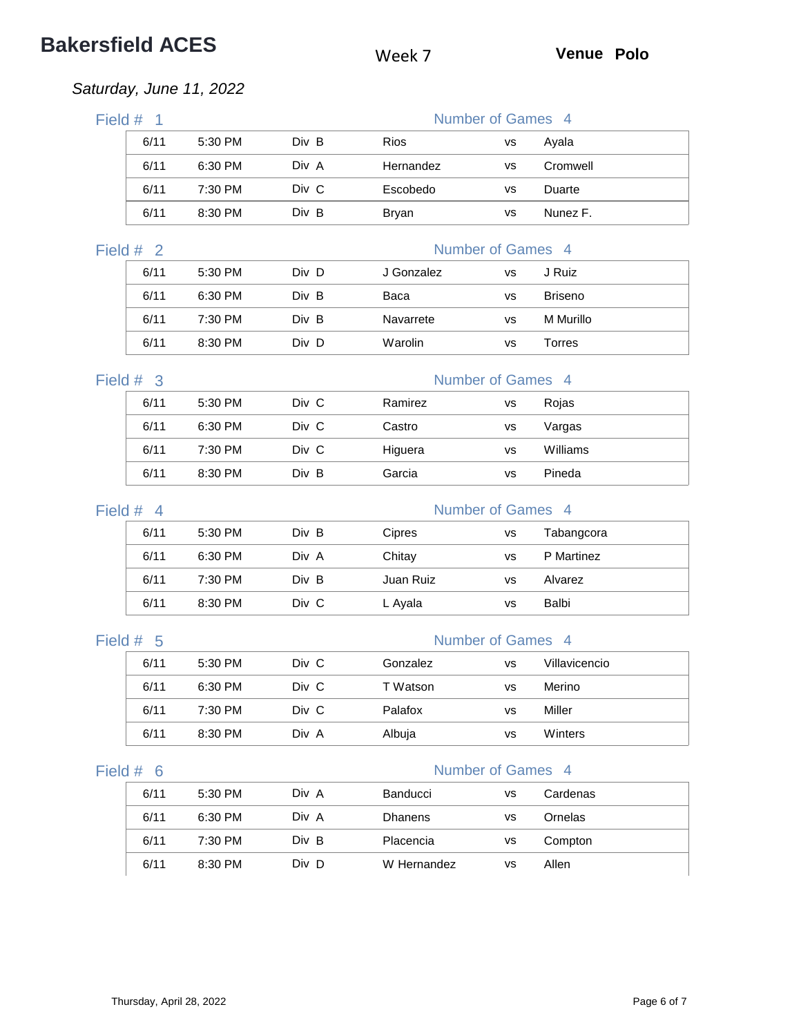# Bakersfield ACES

Week 7

**Venue Polo**

*Saturday, June 11, 2022*

## Field # 1

Number of Games 4

| Date | Time | Div | Team | | Team |
|---|---|---|---|---|---|
| 6/11 | 5:30 PM | Div B | Rios | vs | Ayala |
| 6/11 | 6:30 PM | Div A | Hernandez | vs | Cromwell |
| 6/11 | 7:30 PM | Div C | Escobedo | vs | Duarte |
| 6/11 | 8:30 PM | Div B | Bryan | vs | Nunez F. |

## Field # 2

Number of Games 4

| Date | Time | Div | Team | | Team |
|---|---|---|---|---|---|
| 6/11 | 5:30 PM | Div D | J Gonzalez | vs | J Ruiz |
| 6/11 | 6:30 PM | Div B | Baca | vs | Briseno |
| 6/11 | 7:30 PM | Div B | Navarrete | vs | M Murillo |
| 6/11 | 8:30 PM | Div D | Warolin | vs | Torres |

## Field # 3

Number of Games 4

| Date | Time | Div | Team | | Team |
|---|---|---|---|---|---|
| 6/11 | 5:30 PM | Div C | Ramirez | vs | Rojas |
| 6/11 | 6:30 PM | Div C | Castro | vs | Vargas |
| 6/11 | 7:30 PM | Div C | Higuera | vs | Williams |
| 6/11 | 8:30 PM | Div B | Garcia | vs | Pineda |

## Field # 4

Number of Games 4

| Date | Time | Div | Team | | Team |
|---|---|---|---|---|---|
| 6/11 | 5:30 PM | Div B | Cipres | vs | Tabangcora |
| 6/11 | 6:30 PM | Div A | Chitay | vs | P Martinez |
| 6/11 | 7:30 PM | Div B | Juan Ruiz | vs | Alvarez |
| 6/11 | 8:30 PM | Div C | L Ayala | vs | Balbi |

## Field # 5

Number of Games 4

| Date | Time | Div | Team | | Team |
|---|---|---|---|---|---|
| 6/11 | 5:30 PM | Div C | Gonzalez | vs | Villavicencio |
| 6/11 | 6:30 PM | Div C | T Watson | vs | Merino |
| 6/11 | 7:30 PM | Div C | Palafox | vs | Miller |
| 6/11 | 8:30 PM | Div A | Albuja | vs | Winters |

## Field # 6

Number of Games 4

| Date | Time | Div | Team | | Team |
|---|---|---|---|---|---|
| 6/11 | 5:30 PM | Div A | Banducci | vs | Cardenas |
| 6/11 | 6:30 PM | Div A | Dhanens | vs | Ornelas |
| 6/11 | 7:30 PM | Div B | Placencia | vs | Compton |
| 6/11 | 8:30 PM | Div D | W Hernandez | vs | Allen |

Thursday, April 28, 2022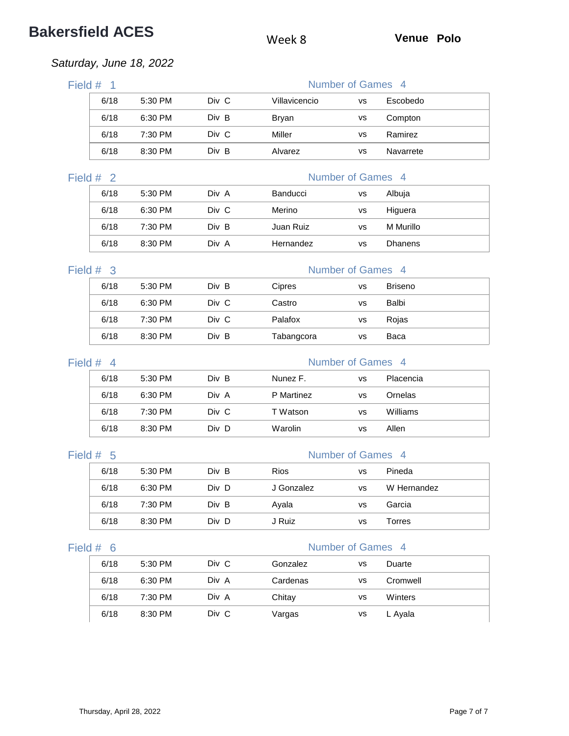# Bakersfield ACES

Week 8

**Venue Polo**

*Saturday, June 18, 2022*

## Field # 1

Number of Games 4

| | | | | | |
|---|---|---|---|---|---|
| 6/18 | 5:30 PM | Div C | Villavicencio | vs | Escobedo |
| 6/18 | 6:30 PM | Div B | Bryan | vs | Compton |
| 6/18 | 7:30 PM | Div C | Miller | vs | Ramirez |
| 6/18 | 8:30 PM | Div B | Alvarez | vs | Navarrete |

## Field # 2

Number of Games 4

| | | | | | |
|---|---|---|---|---|---|
| 6/18 | 5:30 PM | Div A | Banducci | vs | Albuja |
| 6/18 | 6:30 PM | Div C | Merino | vs | Higuera |
| 6/18 | 7:30 PM | Div B | Juan Ruiz | vs | M Murillo |
| 6/18 | 8:30 PM | Div A | Hernandez | vs | Dhanens |

## Field # 3

Number of Games 4

| | | | | | |
|---|---|---|---|---|---|
| 6/18 | 5:30 PM | Div B | Cipres | vs | Briseno |
| 6/18 | 6:30 PM | Div C | Castro | vs | Balbi |
| 6/18 | 7:30 PM | Div C | Palafox | vs | Rojas |
| 6/18 | 8:30 PM | Div B | Tabangcora | vs | Baca |

## Field # 4

Number of Games 4

| | | | | | |
|---|---|---|---|---|---|
| 6/18 | 5:30 PM | Div B | Nunez F. | vs | Placencia |
| 6/18 | 6:30 PM | Div A | P Martinez | vs | Ornelas |
| 6/18 | 7:30 PM | Div C | T Watson | vs | Williams |
| 6/18 | 8:30 PM | Div D | Warolin | vs | Allen |

## Field # 5

Number of Games 4

| | | | | | |
|---|---|---|---|---|---|
| 6/18 | 5:30 PM | Div B | Rios | vs | Pineda |
| 6/18 | 6:30 PM | Div D | J Gonzalez | vs | W Hernandez |
| 6/18 | 7:30 PM | Div B | Ayala | vs | Garcia |
| 6/18 | 8:30 PM | Div D | J Ruiz | vs | Torres |

## Field # 6

Number of Games 4

| | | | | | |
|---|---|---|---|---|---|
| 6/18 | 5:30 PM | Div C | Gonzalez | vs | Duarte |
| 6/18 | 6:30 PM | Div A | Cardenas | vs | Cromwell |
| 6/18 | 7:30 PM | Div A | Chitay | vs | Winters |
| 6/18 | 8:30 PM | Div C | Vargas | vs | L Ayala |